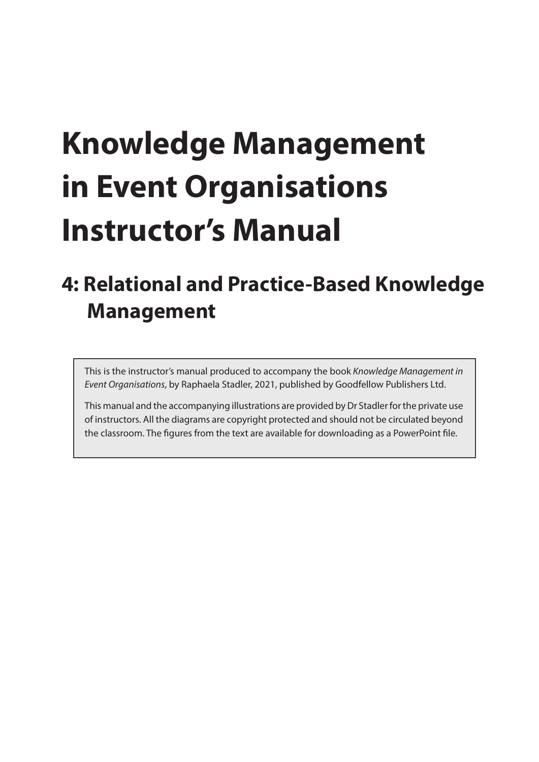# Knowledge Management in Event Organisations Instructor's Manual

## 4: Relational and Practice-Based Knowledge Management

This is the instructor's manual produced to accompany the book *Knowledge Management in Event Organisations*, by Raphaela Stadler, 2021, published by Goodfellow Publishers Ltd.

This manual and the accompanying illustrations are provided by Dr Stadler for the private use of instructors. All the diagrams are copyright protected and should not be circulated beyond the classroom. The figures from the text are available for downloading as a PowerPoint file.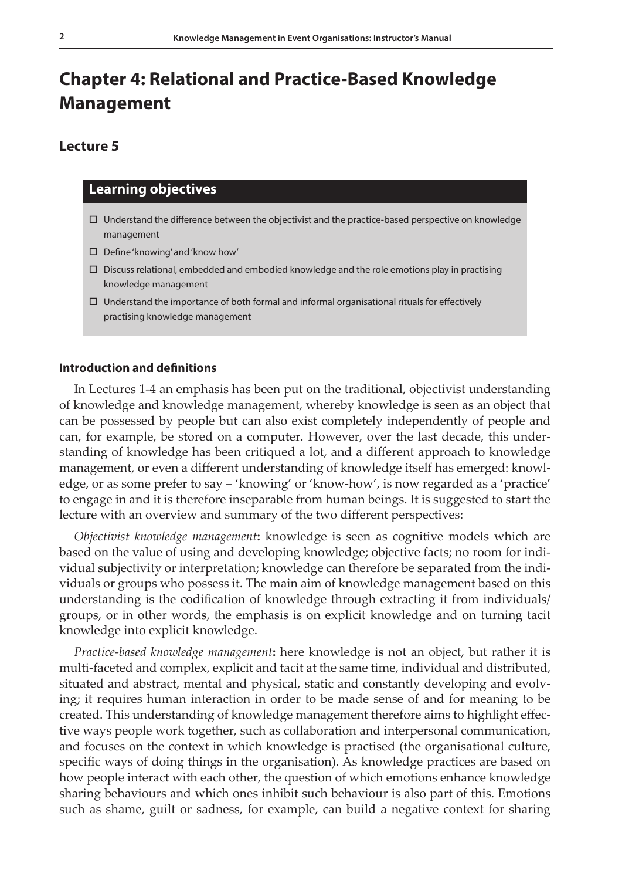# Chapter 4: Relational and Practice-Based Knowledge Management

## Lecture 5

### Learning objectives

- ☐ Understand the difference between the objectivist and the practice-based perspective on knowledge management
- ☐ Define 'knowing' and 'know how'
- ☐ Discuss relational, embedded and embodied knowledge and the role emotions play in practising knowledge management
- ☐ Understand the importance of both formal and informal organisational rituals for effectively practising knowledge management

#### Introduction and definitions

In Lectures 1-4 an emphasis has been put on the traditional, objectivist understanding of knowledge and knowledge management, whereby knowledge is seen as an object that can be possessed by people but can also exist completely independently of people and can, for example, be stored on a computer. However, over the last decade, this understanding of knowledge has been critiqued a lot, and a different approach to knowledge management, or even a different understanding of knowledge itself has emerged: knowledge, or as some prefer to say – 'knowing' or 'know-how', is now regarded as a 'practice' to engage in and it is therefore inseparable from human beings. It is suggested to start the lecture with an overview and summary of the two different perspectives:

*Objectivist knowledge management***:** knowledge is seen as cognitive models which are based on the value of using and developing knowledge; objective facts; no room for individual subjectivity or interpretation; knowledge can therefore be separated from the individuals or groups who possess it. The main aim of knowledge management based on this understanding is the codification of knowledge through extracting it from individuals/groups, or in other words, the emphasis is on explicit knowledge and on turning tacit knowledge into explicit knowledge.

*Practice-based knowledge management***:** here knowledge is not an object, but rather it is multi-faceted and complex, explicit and tacit at the same time, individual and distributed, situated and abstract, mental and physical, static and constantly developing and evolving; it requires human interaction in order to be made sense of and for meaning to be created. This understanding of knowledge management therefore aims to highlight effective ways people work together, such as collaboration and interpersonal communication, and focuses on the context in which knowledge is practised (the organisational culture, specific ways of doing things in the organisation). As knowledge practices are based on how people interact with each other, the question of which emotions enhance knowledge sharing behaviours and which ones inhibit such behaviour is also part of this. Emotions such as shame, guilt or sadness, for example, can build a negative context for sharing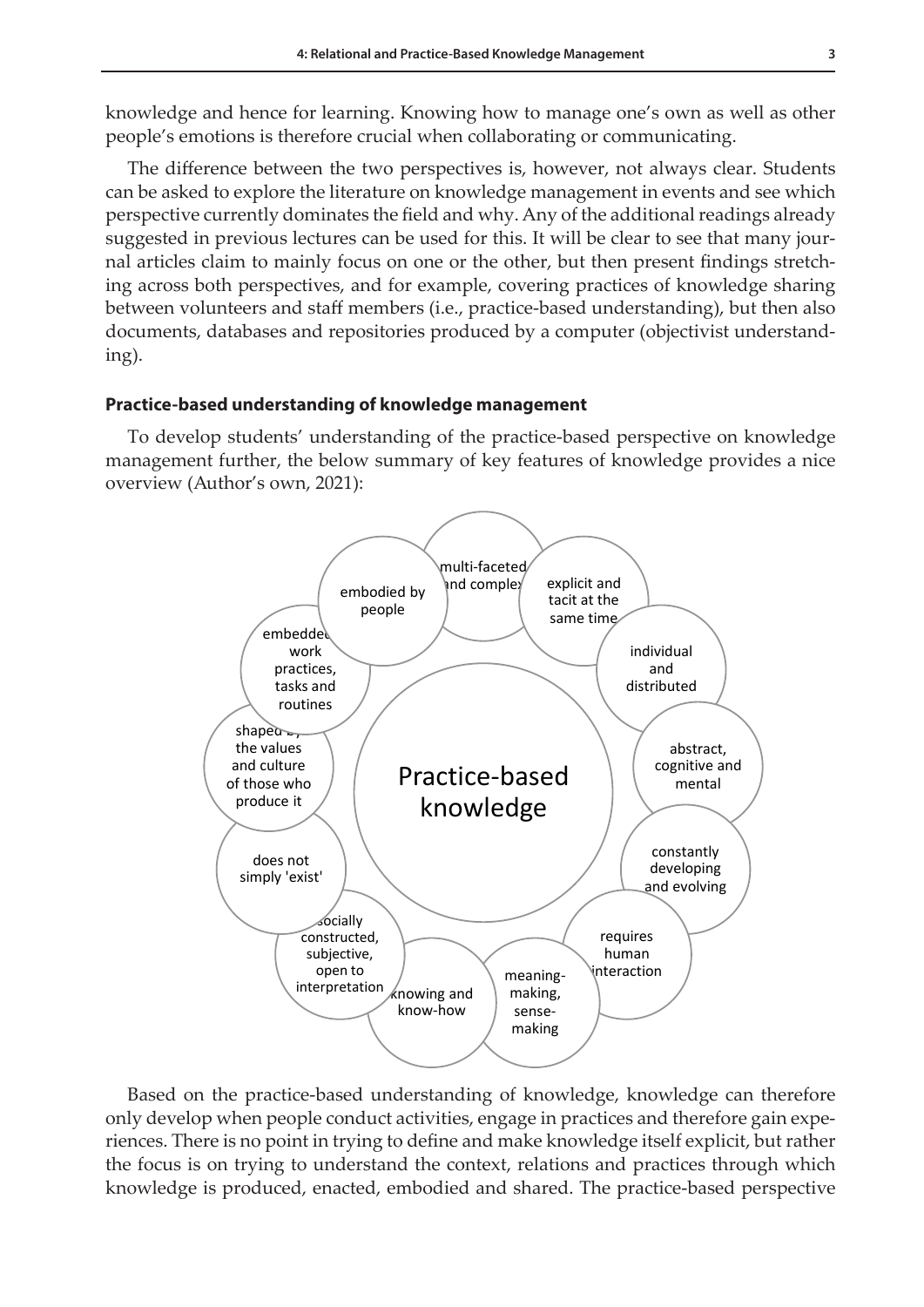knowledge and hence for learning. Knowing how to manage one's own as well as other people's emotions is therefore crucial when collaborating or communicating.

The difference between the two perspectives is, however, not always clear. Students can be asked to explore the literature on knowledge management in events and see which perspective currently dominates the field and why. Any of the additional readings already suggested in previous lectures can be used for this. It will be clear to see that many journal articles claim to mainly focus on one or the other, but then present findings stretching across both perspectives, and for example, covering practices of knowledge sharing between volunteers and staff members (i.e., practice-based understanding), but then also documents, databases and repositories produced by a computer (objectivist understanding).

### Practice-based understanding of knowledge management

To develop students' understanding of the practice-based perspective on knowledge management further, the below summary of key features of knowledge provides a nice overview (Author's own, 2021):

**Practice-based knowledge**

- multi-faceted and complex
- explicit and tacit at the same time
- individual and distributed
- abstract, cognitive and mental
- constantly developing and evolving
- requires human interaction
- meaning-making, sense-making
- knowing and know-how
- socially constructed, subjective, open to interpretation
- does not simply 'exist'
- shaped by the values and culture of those who produce it
- embedded in work practices, tasks and routines
- embodied by people

Based on the practice-based understanding of knowledge, knowledge can therefore only develop when people conduct activities, engage in practices and therefore gain experiences. There is no point in trying to define and make knowledge itself explicit, but rather the focus is on trying to understand the context, relations and practices through which knowledge is produced, enacted, embodied and shared. The practice-based perspective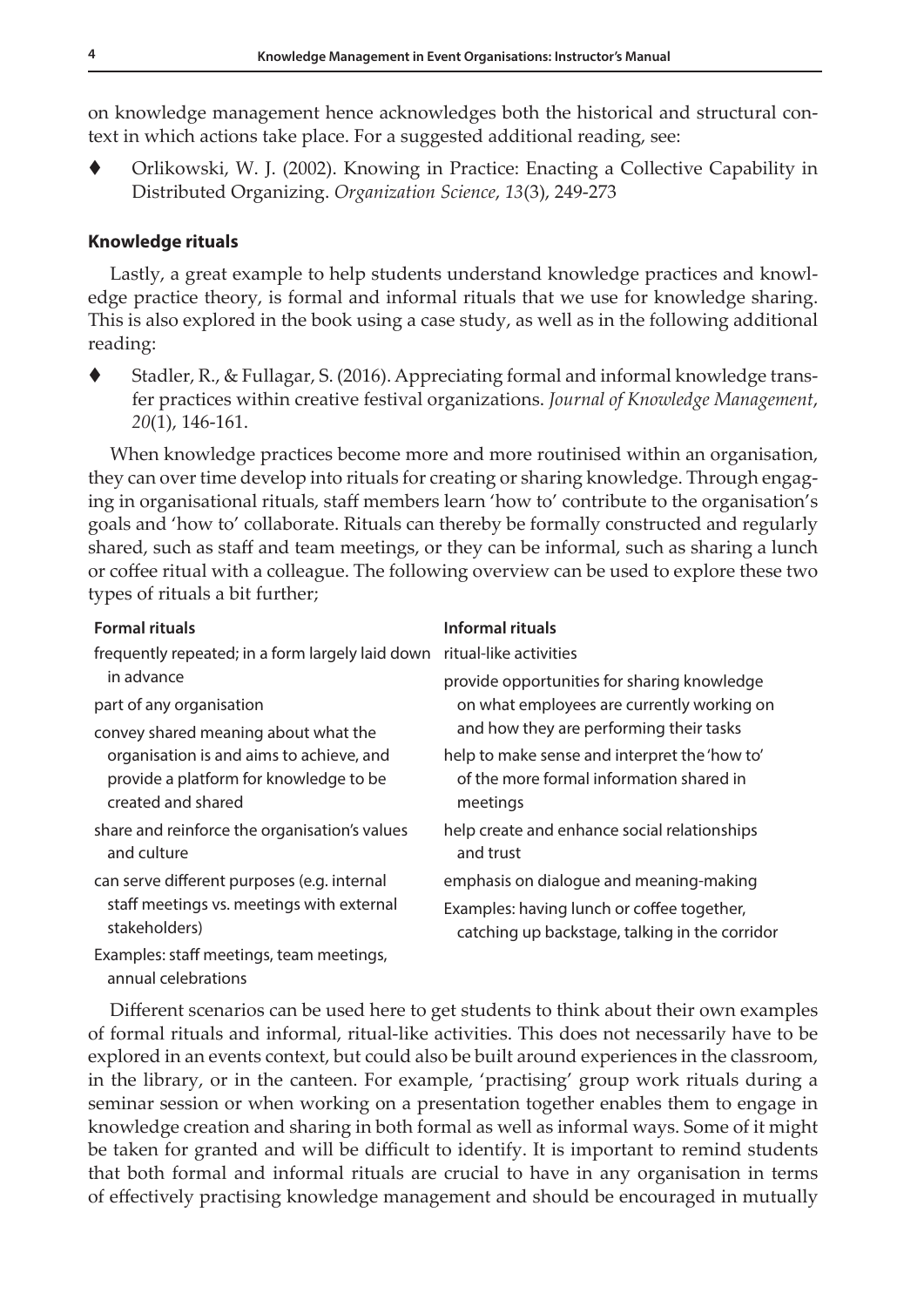on knowledge management hence acknowledges both the historical and structural context in which actions take place. For a suggested additional reading, see:

- Orlikowski, W. J. (2002). Knowing in Practice: Enacting a Collective Capability in Distributed Organizing. *Organization Science*, *13*(3), 249-273

### Knowledge rituals

Lastly, a great example to help students understand knowledge practices and knowledge practice theory, is formal and informal rituals that we use for knowledge sharing. This is also explored in the book using a case study, as well as in the following additional reading:

- Stadler, R., & Fullagar, S. (2016). Appreciating formal and informal knowledge transfer practices within creative festival organizations. *Journal of Knowledge Management*, *20*(1), 146-161.

When knowledge practices become more and more routinised within an organisation, they can over time develop into rituals for creating or sharing knowledge. Through engaging in organisational rituals, staff members learn 'how to' contribute to the organisation's goals and 'how to' collaborate. Rituals can thereby be formally constructed and regularly shared, such as staff and team meetings, or they can be informal, such as sharing a lunch or coffee ritual with a colleague. The following overview can be used to explore these two types of rituals a bit further;

| Formal rituals | Informal rituals |
|---|---|
| frequently repeated; in a form largely laid down in advance | ritual-like activities |
| part of any organisation | provide opportunities for sharing knowledge on what employees are currently working on and how they are performing their tasks |
| convey shared meaning about what the organisation is and aims to achieve, and provide a platform for knowledge to be created and shared | help to make sense and interpret the 'how to' of the more formal information shared in meetings |
| share and reinforce the organisation's values and culture | help create and enhance social relationships and trust |
| can serve different purposes (e.g. internal staff meetings vs. meetings with external stakeholders) | emphasis on dialogue and meaning-making |
| Examples: staff meetings, team meetings, annual celebrations | Examples: having lunch or coffee together, catching up backstage, talking in the corridor |

Different scenarios can be used here to get students to think about their own examples of formal rituals and informal, ritual-like activities. This does not necessarily have to be explored in an events context, but could also be built around experiences in the classroom, in the library, or in the canteen. For example, 'practising' group work rituals during a seminar session or when working on a presentation together enables them to engage in knowledge creation and sharing in both formal as well as informal ways. Some of it might be taken for granted and will be difficult to identify. It is important to remind students that both formal and informal rituals are crucial to have in any organisation in terms of effectively practising knowledge management and should be encouraged in mutually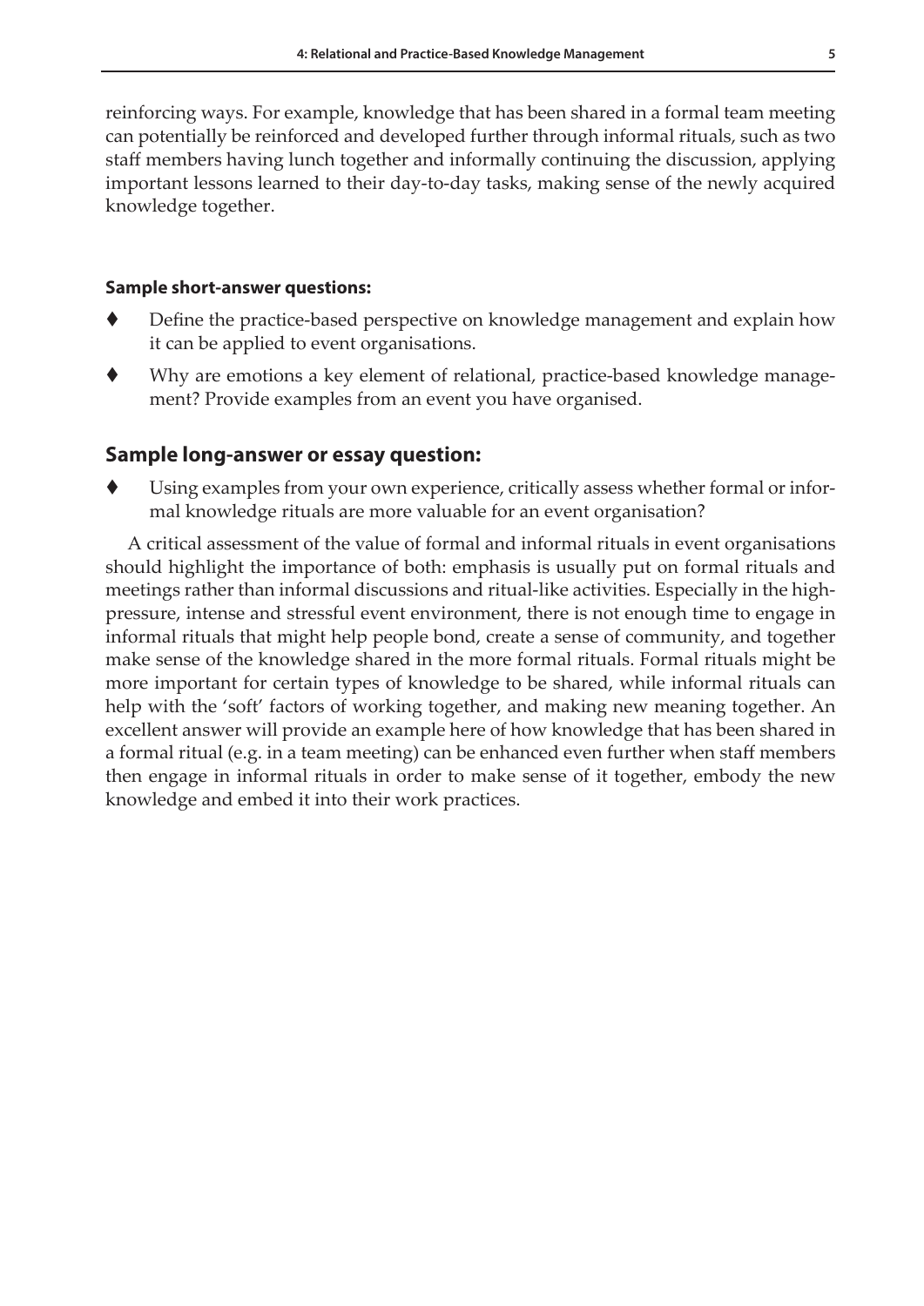reinforcing ways. For example, knowledge that has been shared in a formal team meeting can potentially be reinforced and developed further through informal rituals, such as two staff members having lunch together and informally continuing the discussion, applying important lessons learned to their day-to-day tasks, making sense of the newly acquired knowledge together.

**Sample short-answer questions:**

- Define the practice-based perspective on knowledge management and explain how it can be applied to event organisations.
- Why are emotions a key element of relational, practice-based knowledge management? Provide examples from an event you have organised.

## Sample long-answer or essay question:

- Using examples from your own experience, critically assess whether formal or informal knowledge rituals are more valuable for an event organisation?

A critical assessment of the value of formal and informal rituals in event organisations should highlight the importance of both: emphasis is usually put on formal rituals and meetings rather than informal discussions and ritual-like activities. Especially in the high-pressure, intense and stressful event environment, there is not enough time to engage in informal rituals that might help people bond, create a sense of community, and together make sense of the knowledge shared in the more formal rituals. Formal rituals might be more important for certain types of knowledge to be shared, while informal rituals can help with the 'soft' factors of working together, and making new meaning together. An excellent answer will provide an example here of how knowledge that has been shared in a formal ritual (e.g. in a team meeting) can be enhanced even further when staff members then engage in informal rituals in order to make sense of it together, embody the new knowledge and embed it into their work practices.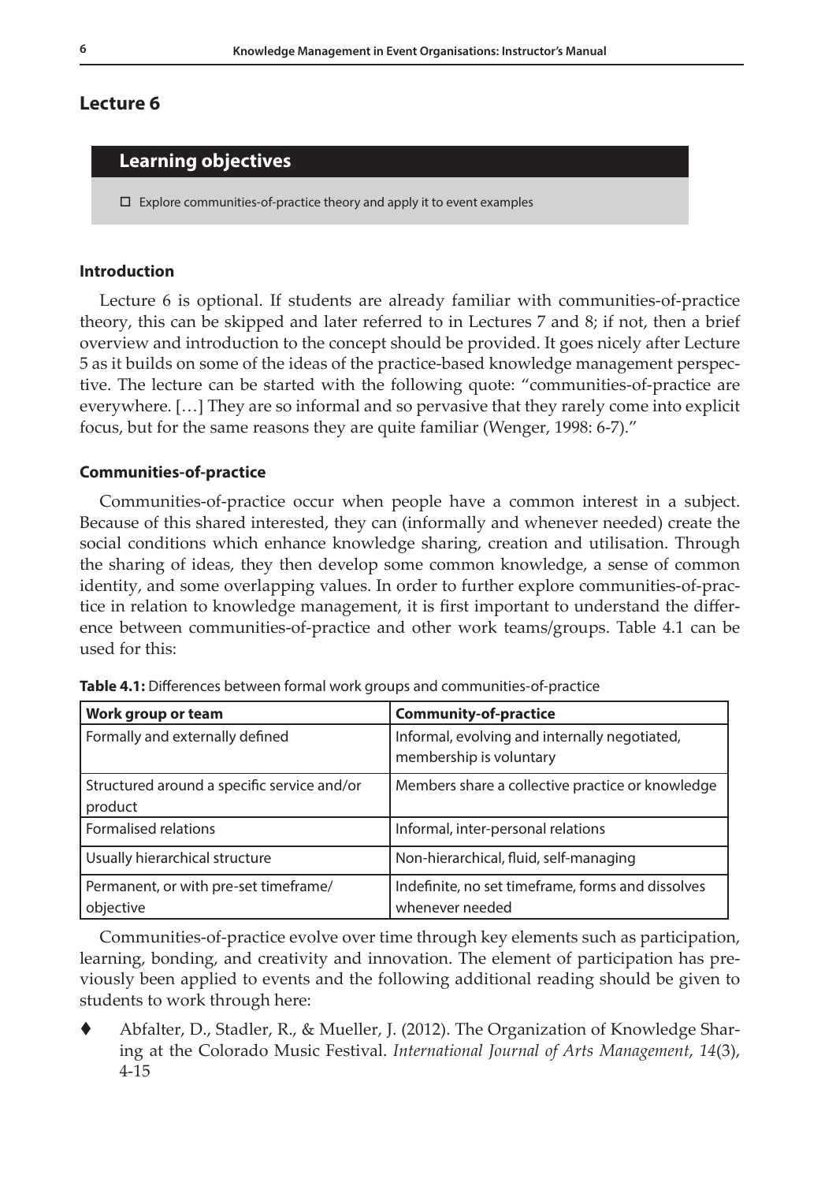## Lecture 6

### Learning objectives

- ☐ Explore communities-of-practice theory and apply it to event examples

#### Introduction

Lecture 6 is optional. If students are already familiar with communities-of-practice theory, this can be skipped and later referred to in Lectures 7 and 8; if not, then a brief overview and introduction to the concept should be provided. It goes nicely after Lecture 5 as it builds on some of the ideas of the practice-based knowledge management perspective. The lecture can be started with the following quote: "communities-of-practice are everywhere. […] They are so informal and so pervasive that they rarely come into explicit focus, but for the same reasons they are quite familiar (Wenger, 1998: 6-7)."

#### Communities-of-practice

Communities-of-practice occur when people have a common interest in a subject. Because of this shared interested, they can (informally and whenever needed) create the social conditions which enhance knowledge sharing, creation and utilisation. Through the sharing of ideas, they then develop some common knowledge, a sense of common identity, and some overlapping values. In order to further explore communities-of-practice in relation to knowledge management, it is first important to understand the difference between communities-of-practice and other work teams/groups. Table 4.1 can be used for this:

**Table 4.1:** Differences between formal work groups and communities-of-practice

| Work group or team | Community-of-practice |
|---|---|
| Formally and externally defined | Informal, evolving and internally negotiated, membership is voluntary |
| Structured around a specific service and/or product | Members share a collective practice or knowledge |
| Formalised relations | Informal, inter-personal relations |
| Usually hierarchical structure | Non-hierarchical, fluid, self-managing |
| Permanent, or with pre-set timeframe/ objective | Indefinite, no set timeframe, forms and dissolves whenever needed |

Communities-of-practice evolve over time through key elements such as participation, learning, bonding, and creativity and innovation. The element of participation has previously been applied to events and the following additional reading should be given to students to work through here:

- Abfalter, D., Stadler, R., & Mueller, J. (2012). The Organization of Knowledge Sharing at the Colorado Music Festival. *International Journal of Arts Management*, *14*(3), 4-15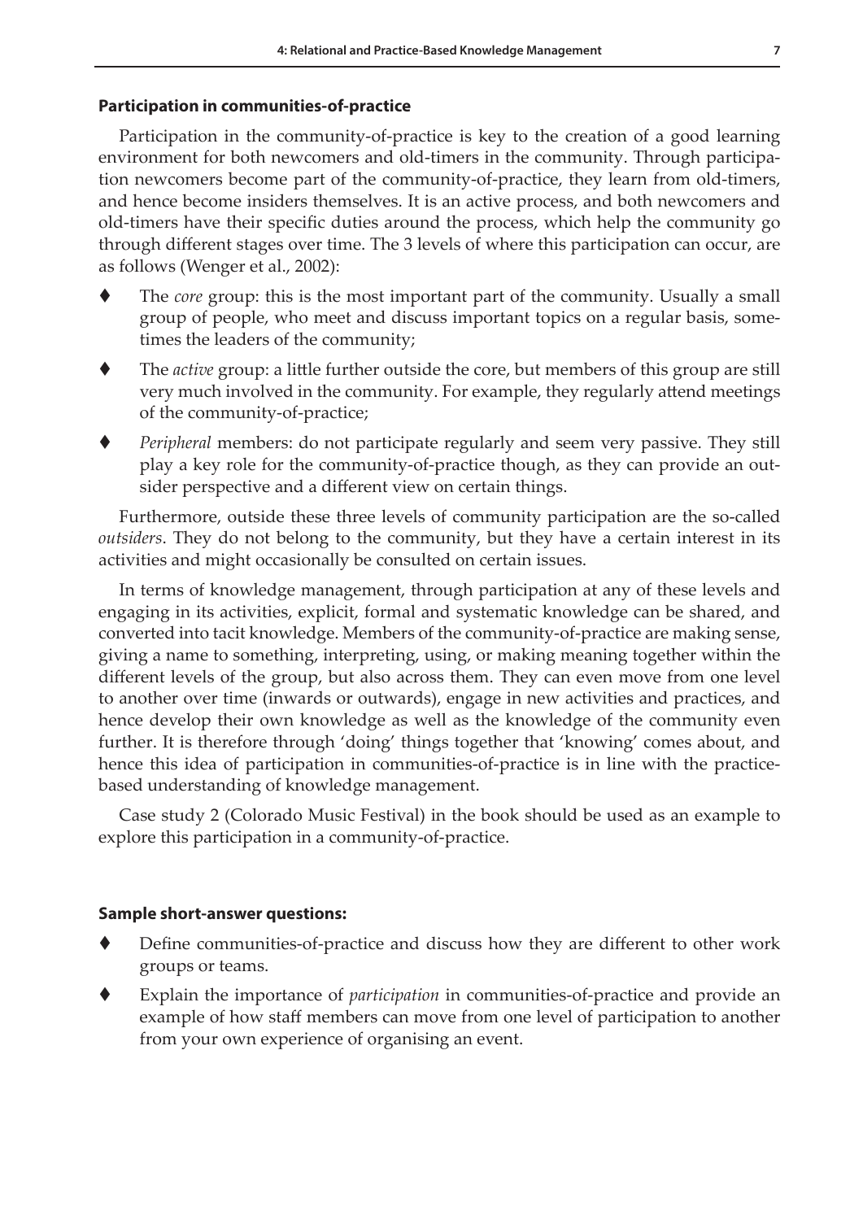### Participation in communities-of-practice

Participation in the community-of-practice is key to the creation of a good learning environment for both newcomers and old-timers in the community. Through participation newcomers become part of the community-of-practice, they learn from old-timers, and hence become insiders themselves. It is an active process, and both newcomers and old-timers have their specific duties around the process, which help the community go through different stages over time. The 3 levels of where this participation can occur, are as follows (Wenger et al., 2002):

- The *core* group: this is the most important part of the community. Usually a small group of people, who meet and discuss important topics on a regular basis, sometimes the leaders of the community;
- The *active* group: a little further outside the core, but members of this group are still very much involved in the community. For example, they regularly attend meetings of the community-of-practice;
- *Peripheral* members: do not participate regularly and seem very passive. They still play a key role for the community-of-practice though, as they can provide an outsider perspective and a different view on certain things.

Furthermore, outside these three levels of community participation are the so-called *outsiders*. They do not belong to the community, but they have a certain interest in its activities and might occasionally be consulted on certain issues.

In terms of knowledge management, through participation at any of these levels and engaging in its activities, explicit, formal and systematic knowledge can be shared, and converted into tacit knowledge. Members of the community-of-practice are making sense, giving a name to something, interpreting, using, or making meaning together within the different levels of the group, but also across them. They can even move from one level to another over time (inwards or outwards), engage in new activities and practices, and hence develop their own knowledge as well as the knowledge of the community even further. It is therefore through 'doing' things together that 'knowing' comes about, and hence this idea of participation in communities-of-practice is in line with the practice-based understanding of knowledge management.

Case study 2 (Colorado Music Festival) in the book should be used as an example to explore this participation in a community-of-practice.

### Sample short-answer questions:

- Define communities-of-practice and discuss how they are different to other work groups or teams.
- Explain the importance of *participation* in communities-of-practice and provide an example of how staff members can move from one level of participation to another from your own experience of organising an event.